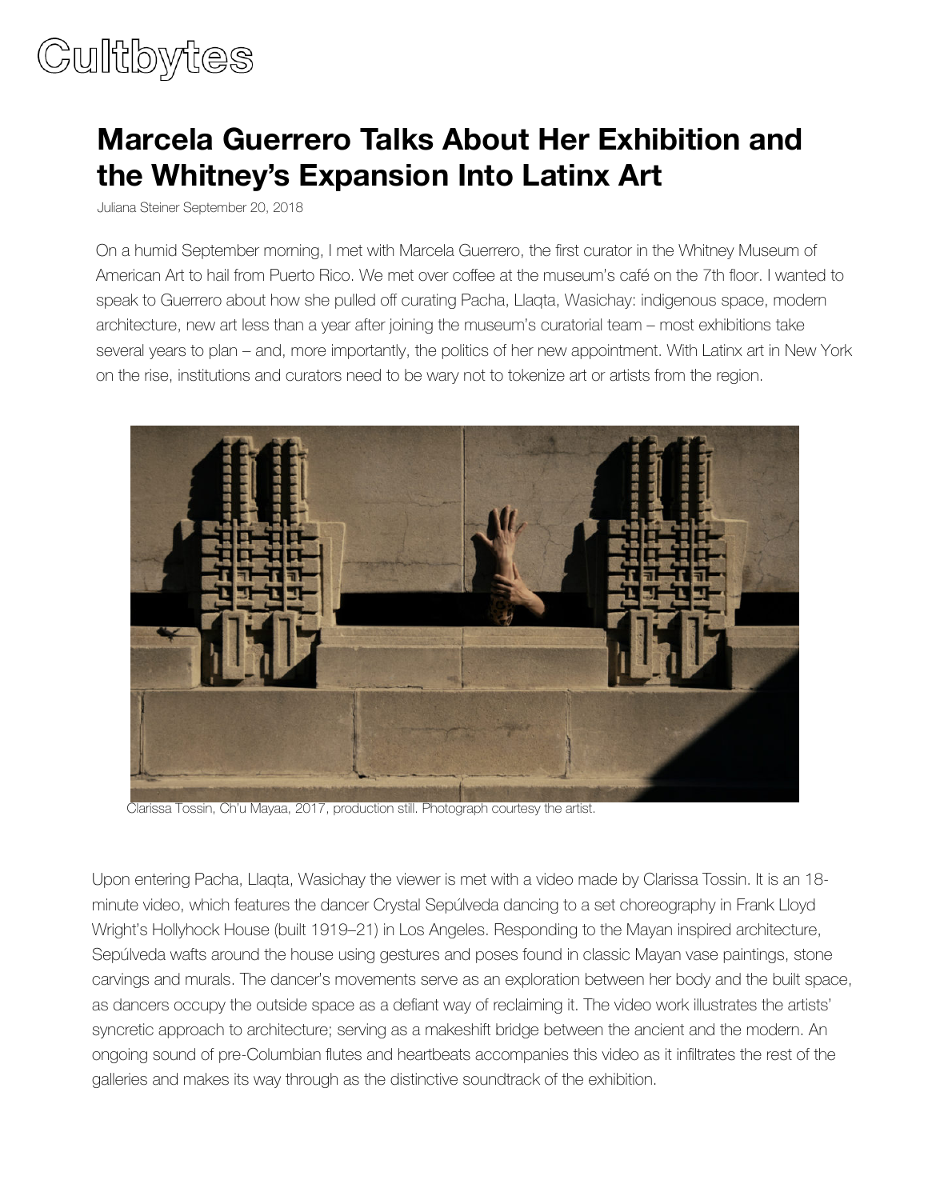Cultbytes

# Marcela Guerrero Talks About Her Exhibition and the Whitney's Expansion Into Latinx Art

Juliana Steiner September 20, 2018

On a humid September morning, I met with Marcela Guerrero, the first curator in the Whitney Museum of American Art to hail from Puerto Rico. We met over coffee at the museum's café on the 7th floor. I wanted to speak to Guerrero about how she pulled off curating Pacha, Llaqta, Wasichay: indigenous space, modern architecture, new art less than a year after joining the museum's curatorial team – most exhibitions take several years to plan – and, more importantly, the politics of her new appointment. With Latinx art in New York on the rise, institutions and curators need to be wary not to tokenize art or artists from the region.

Clarissa Tossin, Ch'u Mayaa, 2017, production still. Photograph courtesy the artist.

Upon entering Pacha, Llaqta, Wasichay the viewer is met with a video made by Clarissa Tossin. It is an 18-minute video, which features the dancer Crystal Sepúlveda dancing to a set choreography in Frank Lloyd Wright's Hollyhock House (built 1919–21) in Los Angeles. Responding to the Mayan inspired architecture, Sepúlveda wafts around the house using gestures and poses found in classic Mayan vase paintings, stone carvings and murals. The dancer's movements serve as an exploration between her body and the built space, as dancers occupy the outside space as a defiant way of reclaiming it. The video work illustrates the artists' syncretic approach to architecture; serving as a makeshift bridge between the ancient and the modern. An ongoing sound of pre-Columbian flutes and heartbeats accompanies this video as it infiltrates the rest of the galleries and makes its way through as the distinctive soundtrack of the exhibition.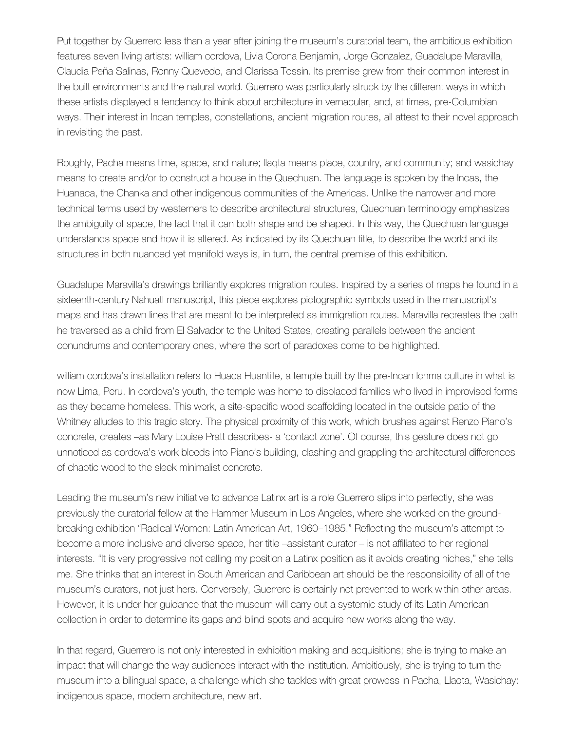Put together by Guerrero less than a year after joining the museum's curatorial team, the ambitious exhibition features seven living artists: william cordova, Livia Corona Benjamin, Jorge Gonzalez, Guadalupe Maravilla, Claudia Peña Salinas, Ronny Quevedo, and Clarissa Tossin. Its premise grew from their common interest in the built environments and the natural world. Guerrero was particularly struck by the different ways in which these artists displayed a tendency to think about architecture in vernacular, and, at times, pre-Columbian ways. Their interest in Incan temples, constellations, ancient migration routes, all attest to their novel approach in revisiting the past.

Roughly, Pacha means time, space, and nature; llaqta means place, country, and community; and wasichay means to create and/or to construct a house in the Quechuan. The language is spoken by the Incas, the Huanaca, the Chanka and other indigenous communities of the Americas. Unlike the narrower and more technical terms used by westerners to describe architectural structures, Quechuan terminology emphasizes the ambiguity of space, the fact that it can both shape and be shaped. In this way, the Quechuan language understands space and how it is altered. As indicated by its Quechuan title, to describe the world and its structures in both nuanced yet manifold ways is, in turn, the central premise of this exhibition.

Guadalupe Maravilla's drawings brilliantly explores migration routes. Inspired by a series of maps he found in a sixteenth-century Nahuatl manuscript, this piece explores pictographic symbols used in the manuscript's maps and has drawn lines that are meant to be interpreted as immigration routes. Maravilla recreates the path he traversed as a child from El Salvador to the United States, creating parallels between the ancient conundrums and contemporary ones, where the sort of paradoxes come to be highlighted.

william cordova's installation refers to Huaca Huantille, a temple built by the pre-Incan Ichma culture in what is now Lima, Peru. In cordova's youth, the temple was home to displaced families who lived in improvised forms as they became homeless. This work, a site-specific wood scaffolding located in the outside patio of the Whitney alludes to this tragic story. The physical proximity of this work, which brushes against Renzo Piano's concrete, creates –as Mary Louise Pratt describes- a 'contact zone'. Of course, this gesture does not go unnoticed as cordova's work bleeds into Piano's building, clashing and grappling the architectural differences of chaotic wood to the sleek minimalist concrete.

Leading the museum's new initiative to advance Latinx art is a role Guerrero slips into perfectly, she was previously the curatorial fellow at the Hammer Museum in Los Angeles, where she worked on the ground-breaking exhibition "Radical Women: Latin American Art, 1960–1985." Reflecting the museum's attempt to become a more inclusive and diverse space, her title –assistant curator – is not affiliated to her regional interests. "It is very progressive not calling my position a Latinx position as it avoids creating niches," she tells me. She thinks that an interest in South American and Caribbean art should be the responsibility of all of the museum's curators, not just hers. Conversely, Guerrero is certainly not prevented to work within other areas. However, it is under her guidance that the museum will carry out a systemic study of its Latin American collection in order to determine its gaps and blind spots and acquire new works along the way.

In that regard, Guerrero is not only interested in exhibition making and acquisitions; she is trying to make an impact that will change the way audiences interact with the institution. Ambitiously, she is trying to turn the museum into a bilingual space, a challenge which she tackles with great prowess in Pacha, Llaqta, Wasichay: indigenous space, modern architecture, new art.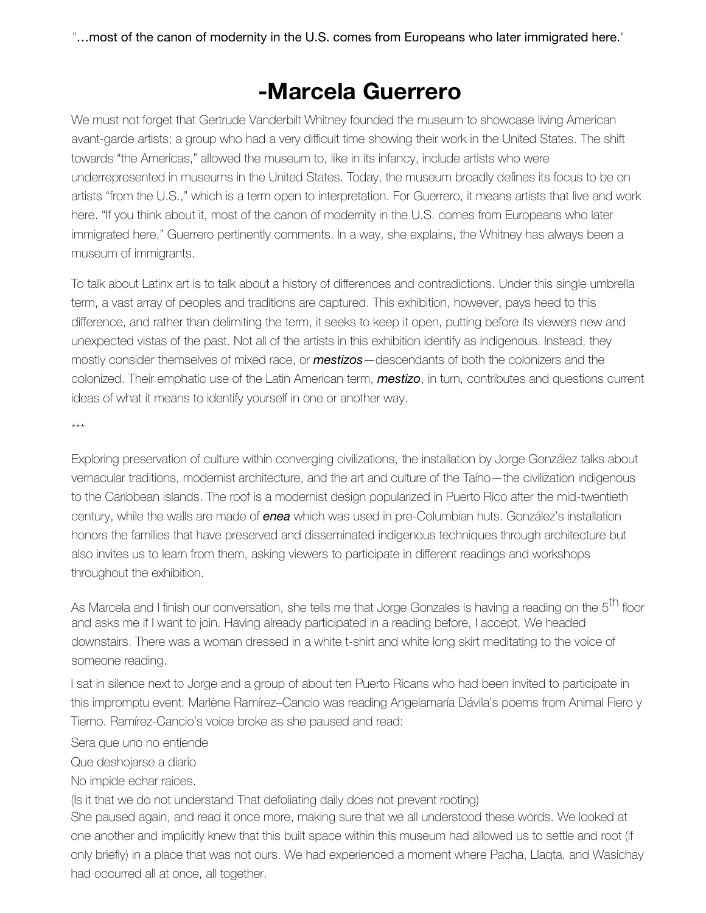"…most of the canon of modernity in the U.S. comes from Europeans who later immigrated here."

# -Marcela Guerrero

We must not forget that Gertrude Vanderbilt Whitney founded the museum to showcase living American avant-garde artists; a group who had a very difficult time showing their work in the United States. The shift towards "the Americas," allowed the museum to, like in its infancy, include artists who were underrepresented in museums in the United States. Today, the museum broadly defines its focus to be on artists "from the U.S.," which is a term open to interpretation. For Guerrero, it means artists that live and work here. "If you think about it, most of the canon of modernity in the U.S. comes from Europeans who later immigrated here," Guerrero pertinently comments. In a way, she explains, the Whitney has always been a museum of immigrants.

To talk about Latinx art is to talk about a history of differences and contradictions. Under this single umbrella term, a vast array of peoples and traditions are captured. This exhibition, however, pays heed to this difference, and rather than delimiting the term, it seeks to keep it open, putting before its viewers new and unexpected vistas of the past. Not all of the artists in this exhibition identify as indigenous. Instead, they mostly consider themselves of mixed race, or ***mestizos***—descendants of both the colonizers and the colonized. Their emphatic use of the Latin American term, ***mestizo***, in turn, contributes and questions current ideas of what it means to identify yourself in one or another way.

***

Exploring preservation of culture within converging civilizations, the installation by Jorge González talks about vernacular traditions, modernist architecture, and the art and culture of the Taíno—the civilization indigenous to the Caribbean islands. The roof is a modernist design popularized in Puerto Rico after the mid-twentieth century, while the walls are made of ***enea*** which was used in pre-Columbian huts. González's installation honors the families that have preserved and disseminated indigenous techniques through architecture but also invites us to learn from them, asking viewers to participate in different readings and workshops throughout the exhibition.

As Marcela and I finish our conversation, she tells me that Jorge Gonzales is having a reading on the 5th floor and asks me if I want to join. Having already participated in a reading before, I accept. We headed downstairs. There was a woman dressed in a white t-shirt and white long skirt meditating to the voice of someone reading.

I sat in silence next to Jorge and a group of about ten Puerto Ricans who had been invited to participate in this impromptu event. Marlène Ramírez–Cancio was reading Angelamaría Dávila's poems from Animal Fiero y Tierno. Ramírez-Cancio's voice broke as she paused and read:

Sera que uno no entiende

Que deshojarse a diario

No impide echar raices.

(Is it that we do not understand That defoliating daily does not prevent rooting)

She paused again, and read it once more, making sure that we all understood these words. We looked at one another and implicitly knew that this built space within this museum had allowed us to settle and root (if only briefly) in a place that was not ours. We had experienced a moment where Pacha, Llaqta, and Wasichay had occurred all at once, all together.